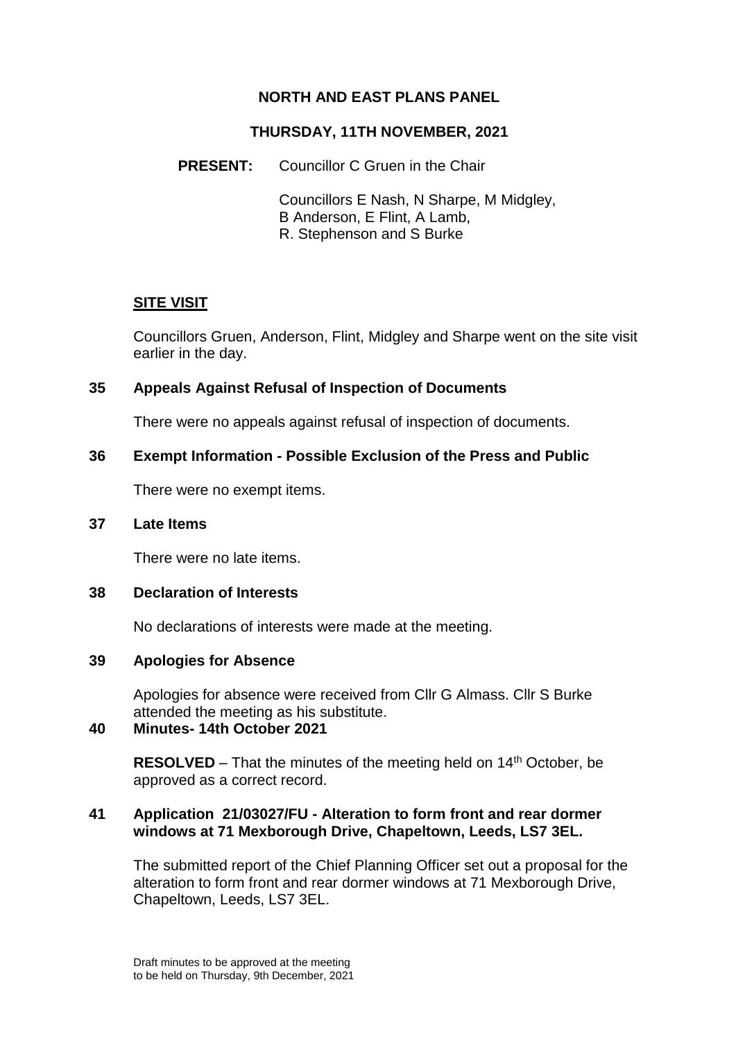# NORTH AND EAST PLANS PANEL

## THURSDAY, 11TH NOVEMBER, 2021

**PRESENT:** Councillor C Gruen in the Chair

Councillors E Nash, N Sharpe, M Midgley, B Anderson, E Flint, A Lamb, R. Stephenson and S Burke

### SITE VISIT

Councillors Gruen, Anderson, Flint, Midgley and Sharpe went on the site visit earlier in the day.

### 35 Appeals Against Refusal of Inspection of Documents

There were no appeals against refusal of inspection of documents.

### 36 Exempt Information - Possible Exclusion of the Press and Public

There were no exempt items.

### 37 Late Items

There were no late items.

### 38 Declaration of Interests

No declarations of interests were made at the meeting.

### 39 Apologies for Absence

Apologies for absence were received from Cllr G Almass. Cllr S Burke attended the meeting as his substitute.

### 40 Minutes- 14th October 2021

**RESOLVED** – That the minutes of the meeting held on 14th October, be approved as a correct record.

### 41 Application 21/03027/FU - Alteration to form front and rear dormer windows at 71 Mexborough Drive, Chapeltown, Leeds, LS7 3EL.

The submitted report of the Chief Planning Officer set out a proposal for the alteration to form front and rear dormer windows at 71 Mexborough Drive, Chapeltown, Leeds, LS7 3EL.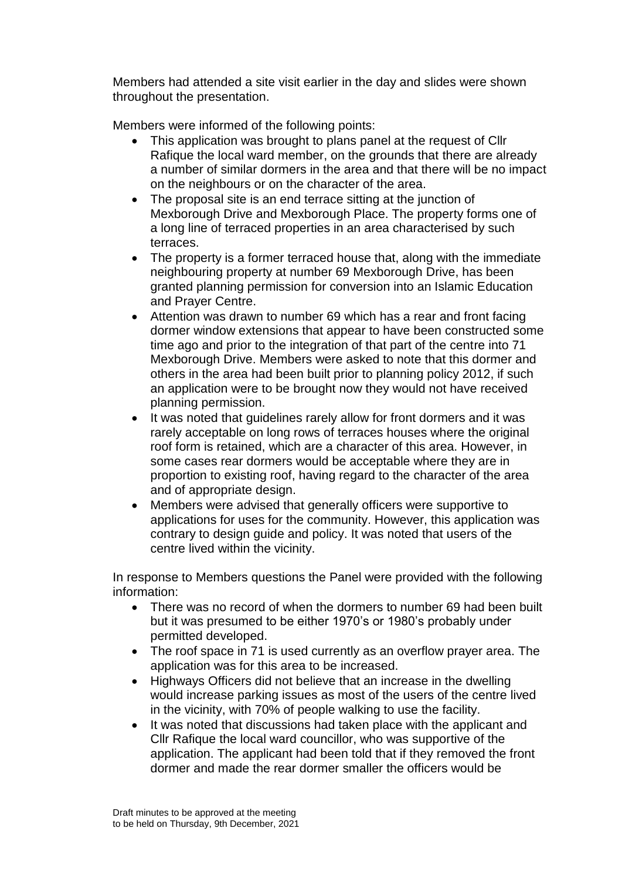Members had attended a site visit earlier in the day and slides were shown throughout the presentation.

Members were informed of the following points:

- This application was brought to plans panel at the request of Cllr Rafique the local ward member, on the grounds that there are already a number of similar dormers in the area and that there will be no impact on the neighbours or on the character of the area.
- The proposal site is an end terrace sitting at the junction of Mexborough Drive and Mexborough Place. The property forms one of a long line of terraced properties in an area characterised by such terraces.
- The property is a former terraced house that, along with the immediate neighbouring property at number 69 Mexborough Drive, has been granted planning permission for conversion into an Islamic Education and Prayer Centre.
- Attention was drawn to number 69 which has a rear and front facing dormer window extensions that appear to have been constructed some time ago and prior to the integration of that part of the centre into 71 Mexborough Drive. Members were asked to note that this dormer and others in the area had been built prior to planning policy 2012, if such an application were to be brought now they would not have received planning permission.
- It was noted that guidelines rarely allow for front dormers and it was rarely acceptable on long rows of terraces houses where the original roof form is retained, which are a character of this area. However, in some cases rear dormers would be acceptable where they are in proportion to existing roof, having regard to the character of the area and of appropriate design.
- Members were advised that generally officers were supportive to applications for uses for the community. However, this application was contrary to design guide and policy. It was noted that users of the centre lived within the vicinity.

In response to Members questions the Panel were provided with the following information:

- There was no record of when the dormers to number 69 had been built but it was presumed to be either 1970's or 1980's probably under permitted developed.
- The roof space in 71 is used currently as an overflow prayer area. The application was for this area to be increased.
- Highways Officers did not believe that an increase in the dwelling would increase parking issues as most of the users of the centre lived in the vicinity, with 70% of people walking to use the facility.
- It was noted that discussions had taken place with the applicant and Cllr Rafique the local ward councillor, who was supportive of the application. The applicant had been told that if they removed the front dormer and made the rear dormer smaller the officers would be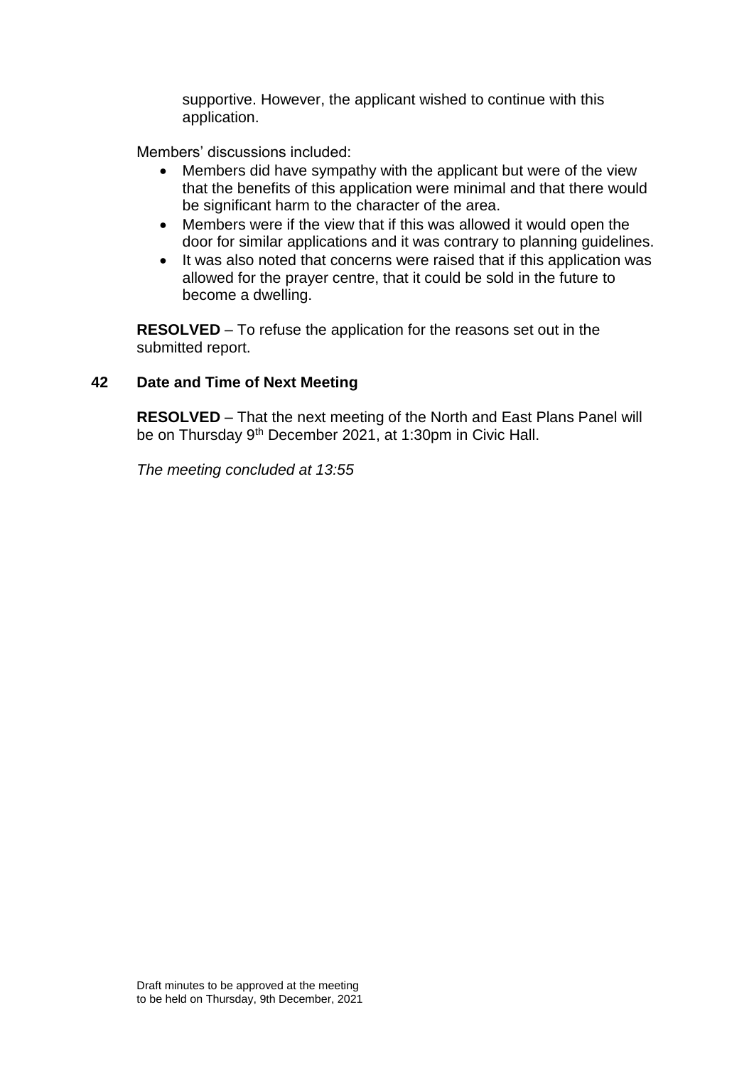supportive. However, the applicant wished to continue with this application.

Members' discussions included:

- Members did have sympathy with the applicant but were of the view that the benefits of this application were minimal and that there would be significant harm to the character of the area.
- Members were if the view that if this was allowed it would open the door for similar applications and it was contrary to planning guidelines.
- It was also noted that concerns were raised that if this application was allowed for the prayer centre, that it could be sold in the future to become a dwelling.

**RESOLVED** – To refuse the application for the reasons set out in the submitted report.

## 42 Date and Time of Next Meeting

**RESOLVED** – That the next meeting of the North and East Plans Panel will be on Thursday 9th December 2021, at 1:30pm in Civic Hall.

*The meeting concluded at 13:55*

Draft minutes to be approved at the meeting to be held on Thursday, 9th December, 2021